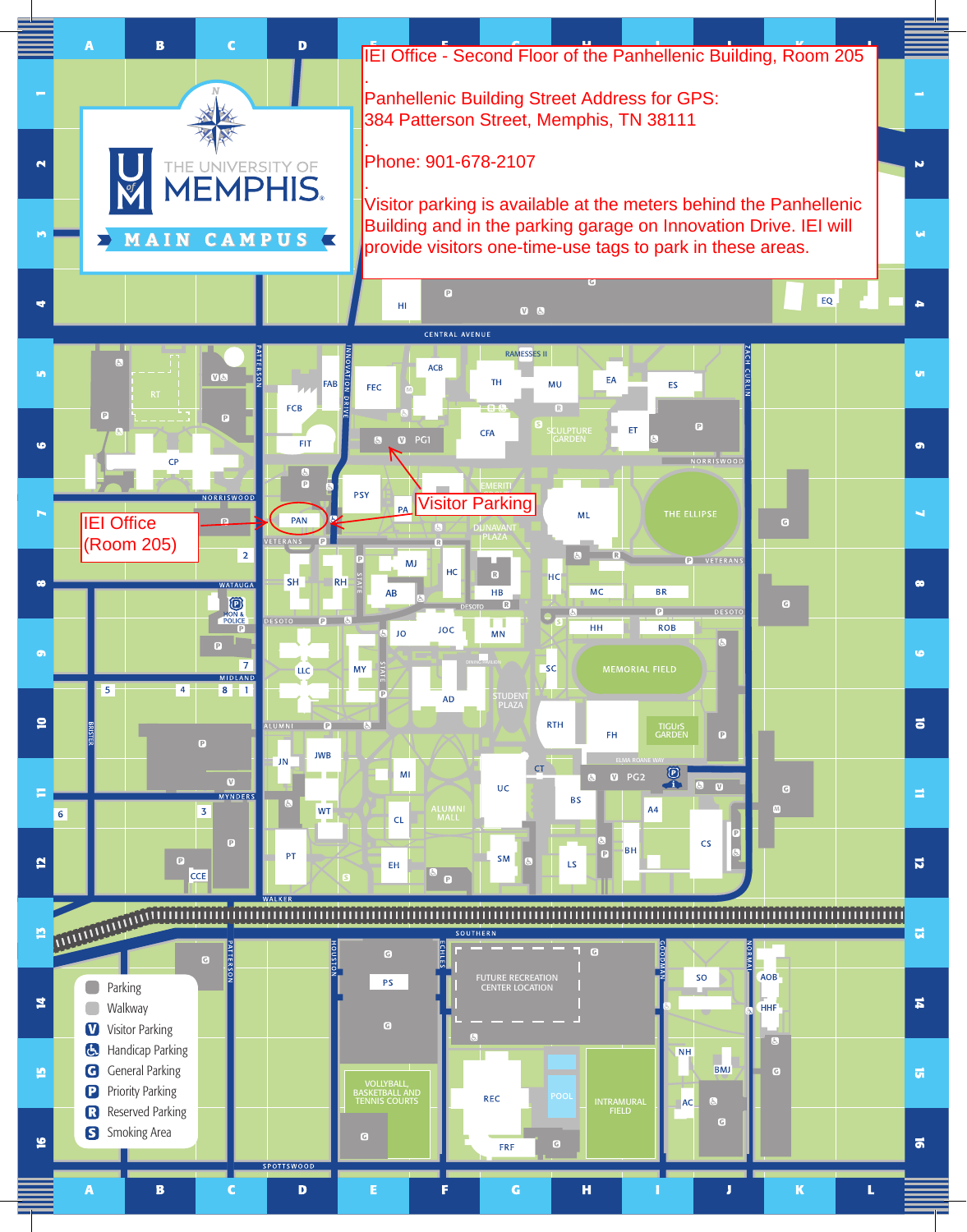IEI Office - Second Floor of the Panhellenic Building, Room 205

.

Panhellenic Building Street Address for GPS:
384 Patterson Street, Memphis, TN 38111

.

Phone: 901-678-2107

.

Visitor parking is available at the meters behind the Panhellenic Building and in the parking garage on Innovation Drive. IEI will provide visitors one-time-use tags to park in these areas.

THE UNIVERSITY OF MEMPHIS

MAIN CAMPUS

IEI Office (Room 205)

Visitor Parking

- Parking
- Walkway
- V Visitor Parking
- Handicap Parking
- G General Parking
- P Priority Parking
- R Reserved Parking
- S Smoking Area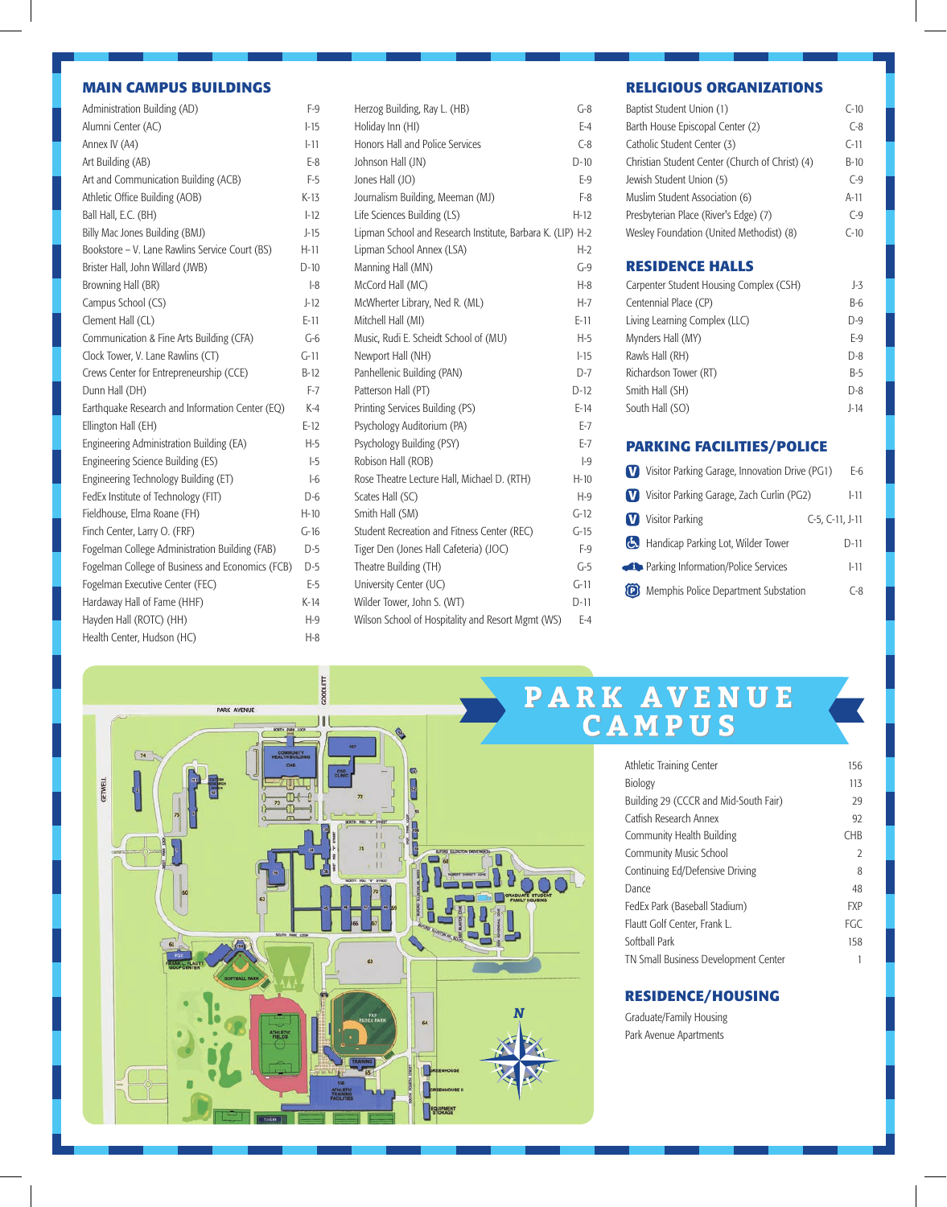## MAIN CAMPUS BUILDINGS

| | |
|---|---|
| Administration Building (AD) | F-9 |
| Alumni Center (AC) | I-15 |
| Annex IV (A4) | I-11 |
| Art Building (AB) | E-8 |
| Art and Communication Building (ACB) | F-5 |
| Athletic Office Building (AOB) | K-13 |
| Ball Hall, E.C. (BH) | I-12 |
| Billy Mac Jones Building (BMJ) | J-15 |
| Bookstore – V. Lane Rawlins Service Court (BS) | H-11 |
| Brister Hall, John Willard (JWB) | D-10 |
| Browning Hall (BR) | I-8 |
| Campus School (CS) | J-12 |
| Clement Hall (CL) | E-11 |
| Communication & Fine Arts Building (CFA) | G-6 |
| Clock Tower, V. Lane Rawlins (CT) | G-11 |
| Crews Center for Entrepreneurship (CCE) | B-12 |
| Dunn Hall (DH) | F-7 |
| Earthquake Research and Information Center (EQ) | K-4 |
| Ellington Hall (EH) | E-12 |
| Engineering Administration Building (EA) | H-5 |
| Engineering Science Building (ES) | I-5 |
| Engineering Technology Building (ET) | I-6 |
| FedEx Institute of Technology (FIT) | D-6 |
| Fieldhouse, Elma Roane (FH) | H-10 |
| Finch Center, Larry O. (FRF) | G-16 |
| Fogelman College Administration Building (FAB) | D-5 |
| Fogelman College of Business and Economics (FCB) | D-5 |
| Fogelman Executive Center (FEC) | E-5 |
| Hardaway Hall of Fame (HHF) | K-14 |
| Hayden Hall (ROTC) (HH) | H-9 |
| Health Center, Hudson (HC) | H-8 |
| Herzog Building, Ray L. (HB) | G-8 |
| Holiday Inn (HI) | E-4 |
| Honors Hall and Police Services | C-8 |
| Johnson Hall (JN) | D-10 |
| Jones Hall (JO) | E-9 |
| Journalism Building, Meeman (MJ) | F-8 |
| Life Sciences Building (LS) | H-12 |
| Lipman School and Research Institute, Barbara K. (LIP) | H-2 |
| Lipman School Annex (LSA) | H-2 |
| Manning Hall (MN) | G-9 |
| McCord Hall (MC) | H-8 |
| McWherter Library, Ned R. (ML) | H-7 |
| Mitchell Hall (MI) | E-11 |
| Music, Rudi E. Scheidt School of (MU) | H-5 |
| Newport Hall (NH) | I-15 |
| Panhellenic Building (PAN) | D-7 |
| Patterson Hall (PT) | D-12 |
| Printing Services Building (PS) | E-14 |
| Psychology Auditorium (PA) | E-7 |
| Psychology Building (PSY) | E-7 |
| Robison Hall (ROB) | I-9 |
| Rose Theatre Lecture Hall, Michael D. (RTH) | H-10 |
| Scates Hall (SC) | H-9 |
| Smith Hall (SM) | G-12 |
| Student Recreation and Fitness Center (REC) | G-15 |
| Tiger Den (Jones Hall Cafeteria) (JOC) | F-9 |
| Theatre Building (TH) | G-5 |
| University Center (UC) | G-11 |
| Wilder Tower, John S. (WT) | D-11 |
| Wilson School of Hospitality and Resort Mgmt (WS) | E-4 |

## RELIGIOUS ORGANIZATIONS

| | |
|---|---|
| Baptist Student Union (1) | C-10 |
| Barth House Episcopal Center (2) | C-8 |
| Catholic Student Center (3) | C-11 |
| Christian Student Center (Church of Christ) (4) | B-10 |
| Jewish Student Union (5) | C-9 |
| Muslim Student Association (6) | A-11 |
| Presbyterian Place (River's Edge) (7) | C-9 |
| Wesley Foundation (United Methodist) (8) | C-10 |

## RESIDENCE HALLS

| | |
|---|---|
| Carpenter Student Housing Complex (CSH) | J-3 |
| Centennial Place (CP) | B-6 |
| Living Learning Complex (LLC) | D-9 |
| Mynders Hall (MY) | E-9 |
| Rawls Hall (RH) | D-8 |
| Richardson Tower (RT) | B-5 |
| Smith Hall (SH) | D-8 |
| South Hall (SO) | J-14 |

## PARKING FACILITIES/POLICE

| | |
|---|---|
| Visitor Parking Garage, Innovation Drive (PG1) | E-6 |
| Visitor Parking Garage, Zach Curlin (PG2) | I-11 |
| Visitor Parking | C-5, C-11, J-11 |
| Handicap Parking Lot, Wilder Tower | D-11 |
| Parking Information/Police Services | I-11 |
| Memphis Police Department Substation | C-8 |

## PARK AVENUE CAMPUS

| | |
|---|---|
| Athletic Training Center | 156 |
| Biology | 113 |
| Building 29 (CCCR and Mid-South Fair) | 29 |
| Catfish Research Annex | 92 |
| Community Health Building | CHB |
| Community Music School | 2 |
| Continuing Ed/Defensive Driving | 8 |
| Dance | 48 |
| FedEx Park (Baseball Stadium) | FXP |
| Flautt Golf Center, Frank L. | FGC |
| Softball Park | 158 |
| TN Small Business Development Center | 1 |

## RESIDENCE/HOUSING

Graduate/Family Housing

Park Avenue Apartments